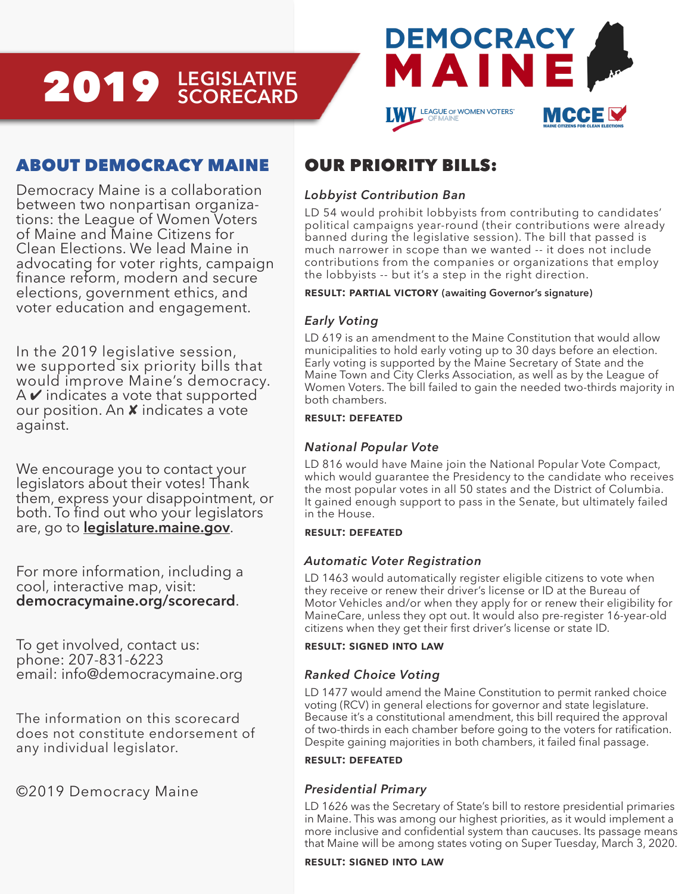# 2019 LEGISLATIVE SCORECARD

**DEMOCRACY MAINE**

LWV LEAGUE OF WOMEN VOTERS OF MAINE

MCCE MAINE CITIZENS FOR CLEAN ELECTIONS

## ABOUT DEMOCRACY MAINE

Democracy Maine is a collaboration between two nonpartisan organizations: the League of Women Voters of Maine and Maine Citizens for Clean Elections. We lead Maine in advocating for voter rights, campaign finance reform, modern and secure elections, government ethics, and voter education and engagement.

In the 2019 legislative session, we supported six priority bills that would improve Maine's democracy. A ✔ indicates a vote that supported our position. An ✘ indicates a vote against.

We encourage you to contact your legislators about their votes! Thank them, express your disappointment, or both. To find out who your legislators are, go to **legislature.maine.gov**.

For more information, including a cool, interactive map, visit: **democracymaine.org/scorecard**.

To get involved, contact us:
phone: 207-831-6223
email: info@democracymaine.org

The information on this scorecard does not constitute endorsement of any individual legislator.

©2019 Democracy Maine

## OUR PRIORITY BILLS:

### *Lobbyist Contribution Ban*

LD 54 would prohibit lobbyists from contributing to candidates' political campaigns year-round (their contributions were already banned during the legislative session). The bill that passed is much narrower in scope than we wanted -- it does not include contributions from the companies or organizations that employ the lobbyists -- but it's a step in the right direction.

**RESULT: PARTIAL VICTORY (awaiting Governor's signature)**

### *Early Voting*

LD 619 is an amendment to the Maine Constitution that would allow municipalities to hold early voting up to 30 days before an election. Early voting is supported by the Maine Secretary of State and the Maine Town and City Clerks Association, as well as by the League of Women Voters. The bill failed to gain the needed two-thirds majority in both chambers.

**RESULT: DEFEATED**

### *National Popular Vote*

LD 816 would have Maine join the National Popular Vote Compact, which would guarantee the Presidency to the candidate who receives the most popular votes in all 50 states and the District of Columbia. It gained enough support to pass in the Senate, but ultimately failed in the House.

**RESULT: DEFEATED**

### *Automatic Voter Registration*

LD 1463 would automatically register eligible citizens to vote when they receive or renew their driver's license or ID at the Bureau of Motor Vehicles and/or when they apply for or renew their eligibility for MaineCare, unless they opt out. It would also pre-register 16-year-old citizens when they get their first driver's license or state ID.

**RESULT: SIGNED INTO LAW**

### *Ranked Choice Voting*

LD 1477 would amend the Maine Constitution to permit ranked choice voting (RCV) in general elections for governor and state legislature. Because it's a constitutional amendment, this bill required the approval of two-thirds in each chamber before going to the voters for ratification. Despite gaining majorities in both chambers, it failed final passage.

**RESULT: DEFEATED**

### *Presidential Primary*

LD 1626 was the Secretary of State's bill to restore presidential primaries in Maine. This was among our highest priorities, as it would implement a more inclusive and confidential system than caucuses. Its passage means that Maine will be among states voting on Super Tuesday, March 3, 2020.

**RESULT: SIGNED INTO LAW**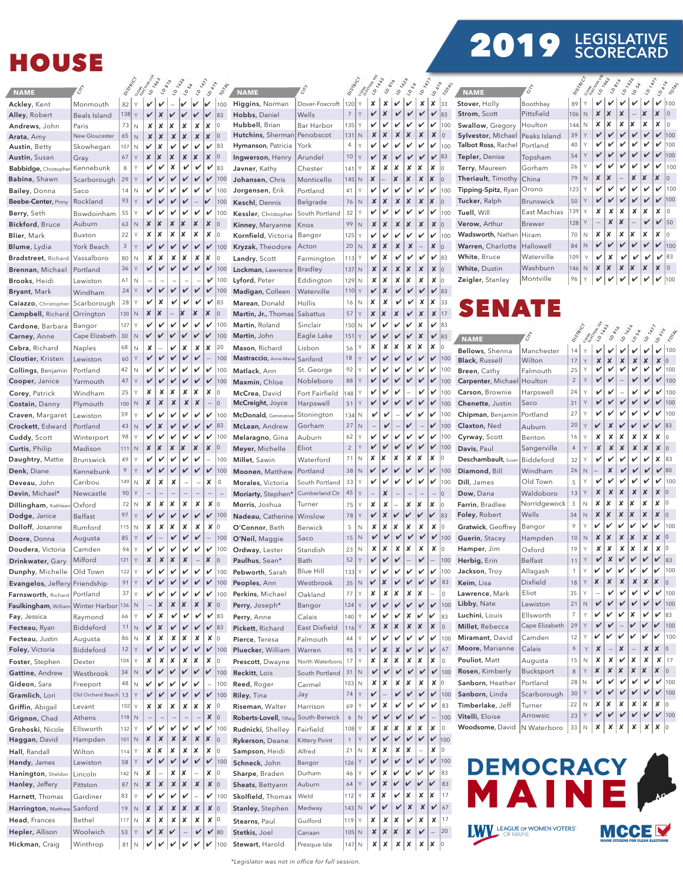# 2019 LEGISLATIVE SCORECARD

## HOUSE

| Name | City | District | Clean Election Use | LD 1463 | LD 816 | LD 1626 | LD 54 | LD 1477 | LD 619 | Total |
|---|---|---|---|---|---|---|---|---|---|---|
| Ackley, Kent | Monmouth | 82 | Y | ✔ | ✔ | – | ✔ | ✔ | ✔ | 100 |
| Alley, Robert | Beals Island | 138 | Y | ✔ | ✘ | ✔ | ✔ | ✔ | ✔ | 83 |
| Andrews, John | Paris | 73 | N | ✘ | ✘ | ✘ | ✘ | ✘ | ✘ | 0 |
| Arata, Amy | New Gloucester | 65 | N | ✘ | ✘ | ✘ | ✘ | ✘ | ✘ | 0 |
| Austin, Betty | Skowhegan | 107 | N | ✔ | ✘ | ✔ | ✔ | ✔ | ✔ | 83 |
| Austin, Susan | Gray | 67 | Y | ✘ | ✘ | ✘ | ✘ | ✘ | ✘ | 0 |
| Babbidge, Christopher | Kennebunk | 8 | Y | ✔ | ✔ | ✘ | ✔ | ✔ | ✔ | 83 |
| Babine, Shawn | Scarborough | 29 | Y | ✔ | ✔ | ✔ | ✔ | ✔ | ✔ | 100 |
| Bailey, Donna | Saco | 14 | N | ✔ | ✔ | ✔ | ✔ | ✔ | ✔ | 100 |
| Beebe-Center, Pinny | Rockland | 93 | Y | ✔ | ✔ | ✔ | ✔ | – | ✔ | 100 |
| Berry, Seth | Bowdoinham | 55 | Y | ✔ | ✔ | ✔ | ✔ | ✔ | ✔ | 100 |
| Bickford, Bruce | Auburn | 63 | N | ✘ | ✘ | ✘ | ✘ | ✘ | ✘ | 0 |
| Blier, Mark | Buxton | 22 | Y | ✘ | ✘ | ✘ | ✘ | ✘ | ✘ | 0 |
| Blume, Lydia | York Beach | 3 | Y | ✔ | ✔ | ✔ | ✔ | ✔ | ✔ | 100 |
| Bradstreet, Richard | Vassalboro | 80 | N | ✘ | ✘ | ✘ | ✘ | ✘ | ✘ | 0 |
| Brennan, Michael | Portland | 36 | Y | ✔ | ✔ | ✔ | ✔ | ✔ | ✔ | 100 |
| Brooks, Heidi | Lewiston | 61 | N | – | – | – | – | – | ✔ | 100 |
| Bryant, Mark | Windham | 24 | Y | ✔ | ✔ | ✔ | ✔ | ✔ | ✔ | 100 |
| Caiazzo, Christopher | Scarborough | 28 | Y | ✔ | ✘ | ✔ | ✔ | ✔ | ✔ | 83 |
| Campbell, Richard | Orrington | 130 | N | ✘ | ✘ | – | ✘ | ✘ | ✘ | 0 |
| Cardone, Barbara | Bangor | 127 | Y | ✔ | ✔ | ✔ | ✔ | ✔ | ✔ | 100 |
| Carney, Anne | Cape Elizabeth | 30 | N | ✔ | ✔ | ✔ | ✔ | ✔ | ✔ | 100 |
| Cebra, Richard | Naples | 68 | N | ✘ | – | ✔ | ✘ | ✘ | ✘ | 20 |
| Cloutier, Kristen | Lewiston | 60 | Y | ✔ | ✔ | ✔ | ✔ | ✔ | – | 100 |
| Collings, Benjamin | Portland | 42 | N | ✔ | ✔ | ✔ | ✔ | ✔ | ✔ | 100 |
| Cooper, Janice | Yarmouth | 47 | Y | ✔ | ✔ | ✔ | ✔ | ✔ | ✔ | 100 |
| Corey, Patrick | Windham | 25 | Y | ✘ | ✘ | ✘ | ✘ | ✘ | ✘ | 0 |
| Costain, Danny | Plymouth | 100 | N | ✘ | ✘ | ✘ | ✘ | ✘ | – | 0 |
| Craven, Margaret | Lewiston | 59 | Y | ✔ | ✔ | ✔ | ✔ | ✔ | ✔ | 100 |
| Crockett, Edward | Portland | 43 | N | ✔ | ✘ | ✔ | ✔ | ✔ | ✔ | 83 |
| Cuddy, Scott | Winterport | 98 | Y | ✔ | ✔ | ✔ | ✔ | ✔ | ✔ | 100 |
| Curtis, Philip | Madison | 111 | N | ✘ | ✘ | ✘ | ✘ | ✘ | ✘ | 0 |
| Daughtry, Mattie | Brunswick | 49 | Y | ✔ | ✔ | ✔ | ✔ | ✔ | – | 100 |
| Denk, Diane | Kennebunk | 9 | Y | ✔ | ✔ | ✔ | ✔ | ✔ | ✔ | 100 |
| Deveau, John | Caribou | 149 | N | ✘ | ✘ | ✘ | – | – | ✘ | 0 |
| Devin, Michael* | Newcastle | 90 | Y | – | – | – | – | – | – | – |
| Dillingham, Kathleen | Oxford | 72 | N | ✘ | ✘ | ✘ | ✘ | ✘ | ✘ | 0 |
| Dodge, Janice | Belfast | 97 | Y | ✔ | ✔ | ✔ | ✔ | ✔ | ✔ | 100 |
| Dolloff, Josanne | Rumford | 115 | N | ✘ | ✘ | ✘ | ✘ | ✘ | ✘ | 0 |
| Doore, Donna | Augusta | 85 | Y | ✔ | – | ✔ | ✔ | ✔ | – | 100 |
| Doudera, Victoria | Camden | 94 | Y | ✔ | ✔ | ✔ | ✔ | ✔ | ✔ | 100 |
| Drinkwater, Gary | Milford | 121 | Y | ✘ | ✘ | ✘ | ✘ | – | ✘ | 0 |
| Dunphy, Michelle | Old Town | 122 | Y | ✔ | ✔ | ✔ | ✔ | ✔ | ✔ | 100 |
| Evangelos, Jeffery | Friendship | 91 | Y | ✔ | ✔ | ✔ | ✔ | ✔ | ✔ | 100 |
| Farnsworth, Richard | Portland | 37 | Y | ✔ | ✔ | ✔ | ✔ | ✔ | ✔ | 100 |
| Faulkingham, William | Winter Harbor | 136 | N | – | ✘ | ✘ | ✘ | ✘ | ✘ | 0 |
| Fay, Jessica | Raymond | 66 | Y | ✔ | ✘ | ✔ | ✔ | ✔ | ✔ | 83 |
| Fecteau, Ryan | Biddeford | 11 | N | ✔ | ✘ | ✔ | ✔ | ✔ | ✔ | 83 |
| Fecteau, Justin | Augusta | 86 | N | ✘ | ✘ | ✘ | ✘ | ✘ | ✘ | 0 |
| Foley, Victoria | Biddeford | 12 | Y | ✔ | ✔ | ✔ | ✔ | ✔ | ✔ | 100 |
| Foster, Stephen | Dexter | 104 | Y | ✘ | ✘ | ✘ | ✘ | ✘ | ✘ | 0 |
| Gattine, Andrew | Westbrook | 34 | N | ✔ | ✔ | ✔ | ✔ | ✔ | ✔ | 100 |
| Gideon, Sara | Freeport | 48 | N | ✔ | ✔ | ✔ | ✔ | ✔ | – | 100 |
| Gramlich, Lori | Old Orchard Beach | 13 | Y | ✔ | ✔ | ✔ | ✔ | ✔ | ✔ | 100 |
| Griffin, Abigail | Levant | 102 | Y | ✘ | ✘ | ✘ | ✘ | ✘ | ✘ | 0 |
| Grignon, Chad | Athens | 118 | N | – | – | – | – | – | ✘ | 0 |
| Grohoski, Nicole | Ellsworth | 132 | Y | ✔ | ✔ | ✔ | ✔ | ✔ | ✔ | 100 |
| Haggan, David | Hampden | 101 | N | ✘ | ✘ | ✘ | ✘ | ✘ | ✘ | 0 |
| Hall, Randall | Wilton | 114 | Y | ✘ | ✘ | ✘ | ✘ | ✘ | ✘ | 0 |
| Handy, James | Lewiston | 58 | Y | ✔ | ✔ | ✔ | ✔ | ✔ | ✔ | 100 |
| Hanington, Sheldon | Lincoln | 142 | N | ✘ | – | ✘ | ✘ | – | ✘ | 0 |
| Hanley, Jeffery | Pittston | 87 | N | ✘ | ✘ | ✘ | ✘ | ✘ | ✘ | 0 |
| Harnett, Thomas | Gardiner | 83 | Y | ✔ | ✔ | ✔ | ✔ | – | ✔ | 100 |
| Harrington, Matthew | Sanford | 19 | N | ✘ | ✘ | ✘ | ✘ | ✘ | ✘ | 0 |
| Head, Frances | Bethel | 117 | N | ✘ | ✘ | ✘ | ✘ | ✘ | ✘ | 0 |
| Hepler, Allison | Woolwich | 53 | Y | ✔ | ✘ | ✔ | – | ✔ | ✔ | 80 |
| Hickman, Craig | Winthrop | 81 | N | ✔ | ✔ | ✔ | ✔ | ✔ | ✔ | 100 |
| Higgins, Norman | Dover-Foxcroft | 120 | Y | ✘ | ✘ | ✔ | ✔ | ✘ | ✘ | 33 |
| Hobbs, Daniel | Wells | 7 | Y | ✔ | ✘ | ✔ | ✔ | ✔ | ✔ | 83 |
| Hubbell, Brian | Bar Harbor | 135 | Y | ✔ | ✔ | ✔ | ✔ | ✔ | ✔ | 100 |
| Hutchins, Sherman | Penobscot | 131 | N | ✘ | ✘ | ✘ | ✘ | ✘ | ✘ | 0 |
| Hymanson, Patricia | York | 4 | Y | ✔ | ✔ | ✔ | ✔ | ✔ | ✔ | 100 |
| Ingwerson, Henry | Arundel | 10 | Y | ✔ | ✘ | ✔ | ✔ | ✔ | ✔ | 83 |
| Javner, Kathy | Chester | 141 | Y | ✘ | ✘ | ✘ | ✘ | ✘ | ✘ | 0 |
| Johansen, Chris | Monticello | 145 | N | ✘ | – | ✘ | ✘ | ✘ | ✘ | 0 |
| Jorgensen, Erik | Portland | 41 | Y | ✔ | ✔ | ✔ | ✔ | ✔ | ✔ | 100 |
| Keschl, Dennis | Belgrade | 76 | N | ✘ | ✘ | ✘ | ✘ | ✘ | ✘ | 0 |
| Kessler, Christopher | South Portland | 32 | Y | ✔ | ✔ | ✔ | ✔ | ✔ | ✔ | 100 |
| Kinney, Maryanne | Knox | 99 | N | ✘ | ✘ | ✘ | ✘ | ✘ | ✘ | 0 |
| Kornfield, Victoria | Bangor | 125 | Y | ✔ | ✔ | ✔ | ✔ | ✔ | ✔ | 100 |
| Kryzak, Theodore | Acton | 20 | N | ✘ | ✘ | ✘ | ✘ | – | ✘ | 0 |
| Landry, Scott | Farmington | 113 | Y | ✔ | ✘ | ✔ | ✔ | ✔ | ✔ | 83 |
| Lockman, Lawrence | Bradley | 137 | N | ✘ | ✘ | ✘ | ✘ | ✘ | ✘ | 0 |
| Lyford, Peter | Eddington | 129 | N | ✘ | ✘ | ✘ | ✘ | ✘ | ✘ | 0 |
| Madigan, Colleen | Waterville | 110 | Y | ✔ | ✘ | ✔ | ✔ | ✔ | ✔ | 83 |
| Marean, Donald | Hollis | 16 | N | ✘ | ✘ | ✘ | ✔ | ✔ | ✘ | 33 |
| Martin, Jr., Thomas | Sabattus | 57 | Y | ✘ | ✘ | ✘ | ✔ | ✘ | ✘ | 17 |
| Martin, Roland | Sinclair | 150 | N | ✔ | ✔ | ✔ | ✔ | ✘ | ✔ | 83 |
| Martin, John | Eagle Lake | 151 | Y | ✔ | ✔ | ✔ | ✔ | ✘ | ✔ | 83 |
| Mason, Richard | Lisbon | 56 | Y | ✘ | ✘ | ✘ | ✘ | ✘ | ✘ | 0 |
| Mastraccio, Anne-Marie | Sanford | 18 | Y | ✔ | ✔ | ✔ | ✔ | ✔ | ✔ | 100 |
| Matlack, Ann | St. George | 92 | Y | ✔ | ✔ | ✔ | ✔ | ✔ | ✔ | 100 |
| Maxmin, Chloe | Nobleboro | 88 | Y | ✔ | ✔ | ✔ | ✔ | ✔ | ✔ | 100 |
| McCrea, David | Fort Fairfield | 148 | Y | ✔ | ✔ | ✔ | – | ✔ | ✔ | 100 |
| McCreight, Joyce | Harpswell | 51 | Y | ✔ | ✔ | ✔ | ✔ | ✔ | ✔ | 100 |
| McDonald, Geneveive | Stonington | 134 | N | ✔ | ✔ | – | ✔ | ✔ | ✔ | 100 |
| McLean, Andrew | Gorham | 27 | N | – | ✔ | – | ✔ | – | ✔ | 100 |
| Melaragno, Gina | Auburn | 62 | Y | ✔ | ✔ | ✔ | ✔ | ✔ | ✔ | 100 |
| Meyer, Michelle | Eliot | 2 | Y | ✔ | ✔ | ✔ | ✔ | ✔ | ✔ | 100 |
| Millet, Sawin | Waterford | 71 | N | ✘ | ✘ | ✘ | ✘ | ✘ | ✘ | 0 |
| Moonen, Matthew | Portland | 38 | N | ✔ | ✔ | ✔ | ✔ | ✔ | ✔ | 100 |
| Morales, Victoria | South Portland | 33 | Y | ✔ | ✔ | ✔ | ✔ | ✔ | ✔ | 100 |
| Moriarty, Stephen* | Cumberland Ctr | 45 | Y | – | ✘ | – | – | – | – | 0 |
| Morris, Joshua | Turner | 75 | Y | ✘ | ✘ | – | ✘ | ✘ | ✘ | 0 |
| Nadeau, Catherine | Winslow | 78 | Y | ✔ | ✘ | ✔ | ✔ | ✔ | ✔ | 83 |
| O'Connor, Beth | Berwick | 5 | N | ✘ | ✘ | ✘ | ✘ | ✘ | ✘ | 0 |
| O'Neil, Maggie | Saco | 15 | N | ✔ | ✔ | ✔ | ✔ | ✔ | ✔ | 100 |
| Ordway, Lester | Standish | 23 | N | ✘ | ✘ | ✘ | ✘ | ✘ | ✘ | 0 |
| Paulhus, Sean* | Bath | 52 | Y | ✔ | ✔ | ✔ | – | ✔ | – | 100 |
| Pebworth, Sarah | Blue Hill | 133 | Y | ✔ | ✔ | ✔ | – | ✔ | ✔ | 100 |
| Peoples, Ann | Westbrook | 35 | N | ✔ | ✘ | ✔ | ✔ | ✔ | ✔ | 83 |
| Perkins, Michael | Oakland | 77 | Y | ✘ | ✘ | ✘ | ✘ | ✘ | – | 0 |
| Perry, Joseph* | Bangor | 124 | Y | ✔ | ✔ | ✔ | ✔ | ✔ | ✔ | 100 |
| Perry, Anne | Calais | 140 | Y | ✔ | ✔ | ✔ | ✘ | ✔ | ✔ | 83 |
| Pickett, Richard | East Dixfield | 116 | Y | ✘ | ✘ | ✘ | ✘ | ✘ | ✘ | 0 |
| Pierce, Teresa | Falmouth | 44 | Y | ✔ | ✔ | ✔ | ✔ | ✔ | ✔ | 100 |
| Pluecker, William | Warren | 95 | Y | ✔ | ✘ | ✘ | ✔ | ✔ | ✔ | 67 |
| Prescott, Dwayne | North Waterboro | 17 | Y | ✘ | ✘ | ✘ | ✘ | ✘ | ✘ | 0 |
| Reckitt, Lois | South Portland | 31 | N | ✔ | ✔ | ✔ | ✔ | ✔ | ✔ | 100 |
| Reed, Roger | Carmel | 103 | N | ✘ | ✘ | ✘ | ✘ | ✘ | ✘ | 0 |
| Riley, Tina | Jay | 74 | Y | ✔ | – | ✔ | ✔ | ✔ | ✔ | 100 |
| Riseman, Walter | Harrison | 69 | Y | ✔ | ✘ | ✔ | ✔ | ✔ | ✔ | 83 |
| Roberts-Lovell, Tiffany | South-Berwick | 6 | N | ✔ | ✔ | ✔ | ✔ | ✔ | – | 100 |
| Rudnicki, Shelley | Fairfield | 108 | Y | ✘ | ✘ | ✘ | ✘ | ✘ | ✘ | 0 |
| Rykerson, Deane | Kittery Point | 1 | Y | ✔ | ✔ | ✔ | ✔ | ✔ | ✔ | 100 |
| Sampson, Heidi | Alfred | 21 | N | ✘ | ✘ | ✘ | ✘ | – | ✘ | 0 |
| Schneck, Joseph | Bangor | 126 | Y | ✔ | ✔ | ✔ | ✔ | ✔ | ✔ | 100 |
| Sharpe, Braden | Durham | 46 | Y | ✔ | ✘ | ✔ | ✔ | ✔ | ✔ | 83 |
| Sheats, Bettyann | Auburn | 64 | Y | ✔ | ✘ | ✔ | ✔ | ✔ | ✔ | 83 |
| Skolfield, Thomas | Weld | 112 | Y | ✘ | ✘ | ✔ | ✘ | ✘ | ✘ | 17 |
| Stanley, Stephen | Medway | 143 | N | ✔ | ✔ | ✔ | ✘ | ✔ | ✘ | 67 |
| Stearns, Paul | Guilford | 119 | Y | ✘ | ✘ | ✘ | ✔ | ✘ | ✘ | 17 |
| Stetkis, Joel | Canaan | 105 | N | ✘ | ✘ | ✘ | ✔ | ✘ | – | 20 |
| Stewart, Harold | Presque Isle | 147 | N | ✘ | ✘ | ✘ | ✘ | ✘ | ✘ | 0 |
| Stover, Holly | Boothbay | 89 | Y | ✔ | ✔ | ✔ | ✔ | ✔ | ✔ | 100 |
| Strom, Scott | Pittsfield | 106 | N | ✘ | ✘ | ✘ | – | ✘ | ✘ | 0 |
| Swallow, Gregory | Houlton | 144 | N | ✘ | ✘ | ✘ | ✘ | ✘ | ✘ | 0 |
| Sylvestor, Nathan | Peaks Island | 39 | Y | ✔ | ✔ | ✔ | ✔ | ✔ | ✔ | 100 |
| Talbot Ross, Rachel | Portland | 40 | Y | ✔ | ✔ | ✔ | ✔ | ✔ | ✔ | 100 |
| Tepler, Denise | Topsham | 54 | Y | ✔ | ✔ | ✔ | ✔ | ✔ | ✔ | 100 |
| Terry, Maureen | Gorham | 26 | Y | ✔ | ✔ | ✔ | ✔ | ✔ | ✔ | 100 |
| Theriault, Timothy | China | 79 | N | ✘ | ✘ | – | ✘ | ✘ | ✘ | 0 |
| Tipping-Spitz, Ryan | Orono | 123 | Y | ✔ | ✔ | ✔ | ✔ | ✔ | ✔ | 100 |
| Tucker, Ralph | Brunswick | 50 | Y | ✔ | ✔ | ✔ | ✔ | ✔ | ✔ | 100 |
| Tuell, Will | East Machias | 139 | Y | ✘ | ✘ | ✘ | ✘ | ✘ | ✘ | 0 |
| Verow, Arthur | Brewer | 128 | Y | – | ✘ | ✘ | – | ✔ | ✔ | 50 |
| Wadsworth, Nathan | Hiram | 70 | N | ✘ | ✘ | ✘ | ✘ | ✘ | ✘ | 0 |
| Warren, Charlotte | Hallowell | 84 | N | ✔ | ✔ | ✔ | ✔ | ✔ | ✔ | 100 |
| White, Bruce | Waterville | 109 | Y | ✔ | ✘ | ✔ | ✔ | ✔ | ✔ | 83 |
| White, Dustin | Washburn | 146 | N | ✘ | ✘ | ✘ | ✘ | ✘ | ✘ | 0 |
| Zeigler, Stanley | Montville | 96 | Y | ✔ | ✔ | ✔ | ✔ | ✔ | ✔ | 100 |

## SENATE

| Name | City | District | Clean Election Use | LD 1463 | LD 816 | LD 1626 | LD 54 | LD 1477 | LD 619 | Total |
|---|---|---|---|---|---|---|---|---|---|---|
| Bellows, Shenna | Manchester | 14 | Y | ✔ | ✔ | ✔ | ✔ | ✔ | ✔ | 100 |
| Black, Russell | Wilton | 17 | Y | ✘ | ✘ | ✘ | ✘ | ✘ | ✘ | 0 |
| Breen, Cathy | Falmouth | 25 | Y | ✔ | ✔ | ✔ | ✔ | ✔ | ✔ | 100 |
| Carpenter, Michael | Houlton | 2 | Y | ✔ | ✔ | – | ✔ | ✔ | ✔ | 100 |
| Carson, Brownie | Harpswell | 24 | Y | ✔ | ✔ | – | ✔ | ✔ | ✔ | 100 |
| Chenette, Justin | Saco | 31 | Y | ✔ | ✔ | ✔ | ✔ | ✔ | ✔ | 100 |
| Chipman, Benjamin | Portland | 27 | Y | ✔ | ✔ | ✔ | ✔ | ✔ | ✔ | 100 |
| Claxton, Ned | Auburn | 20 | Y | ✔ | ✘ | ✔ | ✔ | ✔ | ✔ | 83 |
| Cyrway, Scott | Benton | 16 | Y | ✘ | ✘ | ✘ | ✘ | ✘ | ✘ | 0 |
| Davis, Paul | Sangerville | 4 | Y | ✘ | ✘ | ✘ | ✘ | ✘ | ✘ | 0 |
| Deschambault, Susan | Biddeford | 32 | Y | ✔ | ✔ | ✔ | ✔ | ✔ | ✘ | 83 |
| Diamond, Bill | Windham | 26 | N | – | ✘ | ✔ | ✔ | ✔ | ✔ | 80 |
| Dill, James | Old Town | 5 | Y | ✔ | ✔ | ✔ | ✔ | ✔ | ✔ | 100 |
| Dow, Dana | Waldoboro | 13 | Y | ✘ | ✘ | ✘ | ✘ | ✘ | ✘ | 0 |
| Farrin, Bradlee | Norridgewock | 3 | N | ✘ | ✘ | ✘ | ✘ | ✘ | ✘ | 0 |
| Foley, Robert | Wells | 34 | N | ✘ | ✘ | ✘ | ✘ | ✘ | ✘ | 0 |
| Gratwick, Geoffrey | Bangor | 9 | Y | ✔ | ✔ | ✔ | ✔ | ✔ | ✔ | 100 |
| Guerin, Stacey | Hampden | 10 | N | ✘ | ✘ | ✘ | ✘ | ✘ | ✘ | 0 |
| Hamper, Jim | Oxford | 19 | Y | ✘ | ✘ | ✘ | ✘ | ✘ | ✘ | 0 |
| Herbig, Erin | Belfast | 11 | Y | ✔ | ✘ | ✔ | ✔ | ✔ | ✔ | 83 |
| Jackson, Troy | Allagash | 1 | Y | ✔ | ✔ | ✔ | ✔ | ✔ | ✔ | 100 |
| Keim, Lisa | Dixfield | 18 | Y | ✘ | ✘ | ✘ | ✘ | ✘ | ✘ | 0 |
| Lawrence, Mark | Eliot | 35 | Y | – | ✔ | ✔ | ✔ | ✔ | ✔ | 100 |
| Libby, Nate | Lewiston | 21 | N | ✔ | ✔ | ✔ | ✔ | ✔ | ✔ | 100 |
| Luchini, Louis | Ellsworth | 7 | Y | ✔ | ✔ | ✔ | ✘ | ✔ | ✔ | 83 |
| Millet, Rebecca | Cape Elizabeth | 29 | Y | ✔ | ✔ | – | ✔ | ✔ | ✔ | 100 |
| Miramant, David | Camden | 12 | Y | ✔ | ✔ | ✔ | ✔ | ✔ | ✔ | 100 |
| Moore, Marianne | Calais | 6 | Y | ✘ | – | ✘ | – | ✘ | ✘ | 0 |
| Pouliot, Matt | Augusta | 15 | Y | ✘ | ✘ | ✘ | ✔ | ✘ | ✘ | 17 |
| Rosen, Kimberly | Bucksport | 8 | Y | ✘ | ✘ | ✘ | ✘ | ✘ | ✘ | 0 |
| Sanborn, Heather | Portland | 28 | N | ✔ | ✔ | ✔ | ✔ | ✔ | ✔ | 100 |
| Sanborn, Linda | Scarborough | 30 | Y | ✔ | ✔ | ✔ | ✔ | ✔ | ✔ | 100 |
| Timberlake, Jeff | Turner | 22 | N | ✘ | ✘ | ✘ | ✘ | ✘ | ✘ | 0 |
| Vitelli, Eloise | Arrowsic | 23 | Y | ✔ | ✔ | ✔ | ✔ | ✔ | ✔ | 100 |
| Woodsome, David | N Waterboro | 33 | N | ✘ | ✘ | ✘ | ✘ | ✘ | ✘ | 0 |

DEMOCRACY MAINE

LWV LEAGUE OF WOMEN VOTERS® OF MAINE

MCCE MAINE CITIZENS FOR CLEAN ELECTIONS

*Legislator was not in office for full session.